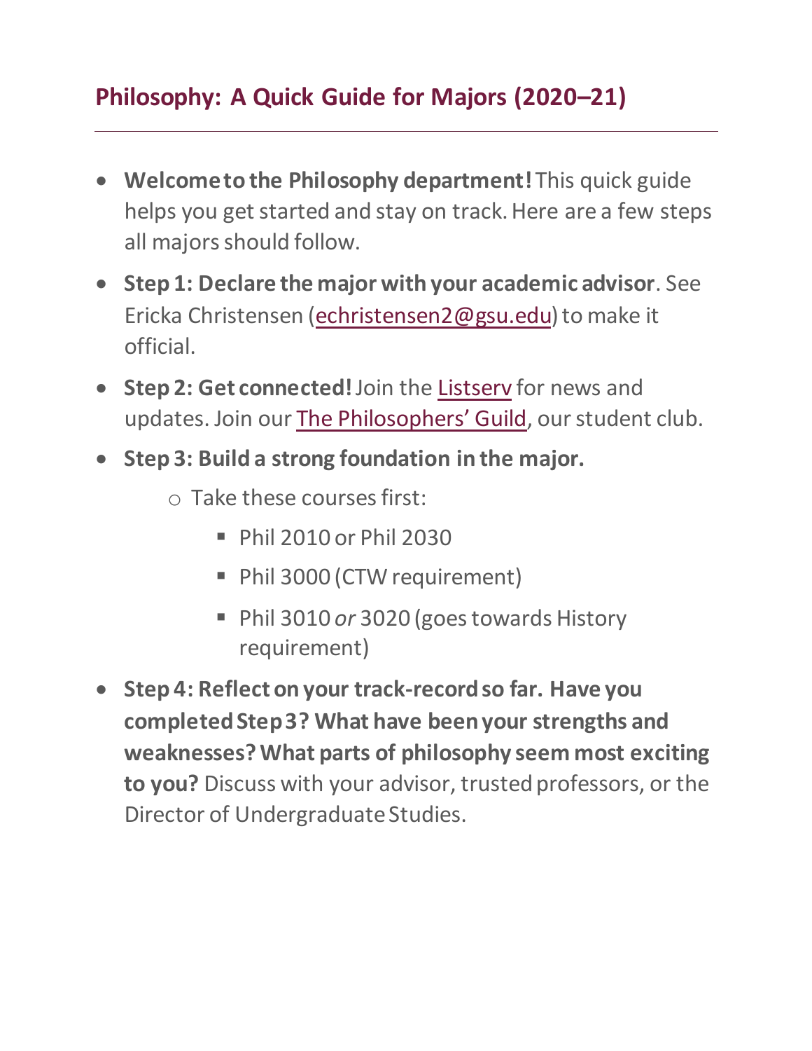## Philosophy: A Quick Guide for Majors (2020–21)

---

- **Welcome to the Philosophy department!** This quick guide helps you get started and stay on track. Here are a few steps all majors should follow.
- **Step 1: Declare the major with your academic advisor**. See Ericka Christensen ([echristensen2@gsu.edu](mailto:echristensen2@gsu.edu)) to make it official.
- **Step 2: Get connected!** Join the [Listserv]() for news and updates. Join our [The Philosophers' Guild](), our student club.
- **Step 3: Build a strong foundation in the major.**
    - Take these courses first:
        - Phil 2010 or Phil 2030
        - Phil 3000 (CTW requirement)
        - Phil 3010 *or* 3020 (goes towards History requirement)
- **Step 4: Reflect on your track-record so far. Have you completed Step 3? What have been your strengths and weaknesses? What parts of philosophy seem most exciting to you?** Discuss with your advisor, trusted professors, or the Director of Undergraduate Studies.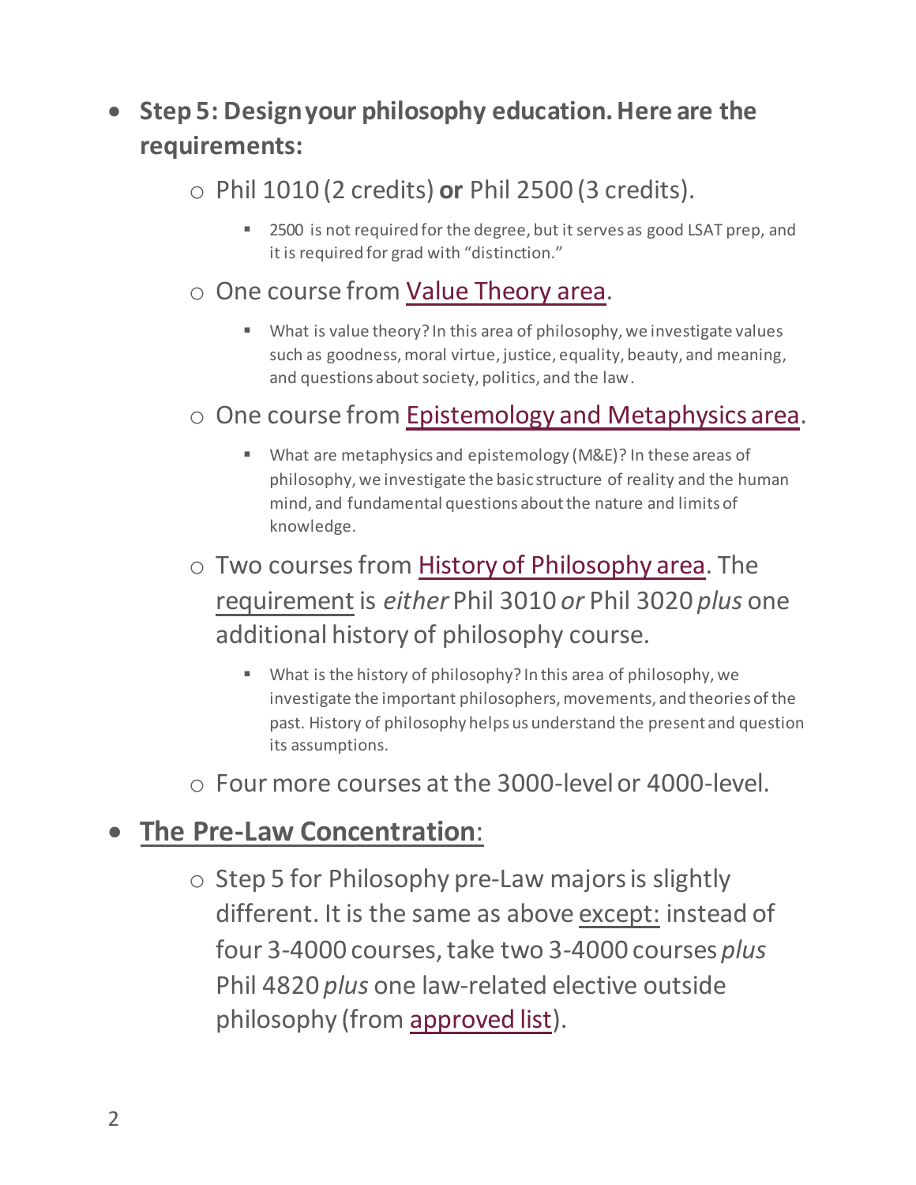- **Step 5: Design your philosophy education. Here are the requirements:**
  - Phil 1010 (2 credits) **or** Phil 2500 (3 credits).
    - 2500 is not required for the degree, but it serves as good LSAT prep, and it is required for grad with "distinction."
  - One course from Value Theory area.
    - What is value theory? In this area of philosophy, we investigate values such as goodness, moral virtue, justice, equality, beauty, and meaning, and questions about society, politics, and the law.
  - One course from Epistemology and Metaphysics area.
    - What are metaphysics and epistemology (M&E)? In these areas of philosophy, we investigate the basic structure of reality and the human mind, and fundamental questions about the nature and limits of knowledge.
  - Two courses from History of Philosophy area. The requirement is *either* Phil 3010 *or* Phil 3020 *plus* one additional history of philosophy course.
    - What is the history of philosophy? In this area of philosophy, we investigate the important philosophers, movements, and theories of the past. History of philosophy helps us understand the present and question its assumptions.
  - Four more courses at the 3000-level or 4000-level.

- **The Pre-Law Concentration**:
  - Step 5 for Philosophy pre-Law majors is slightly different. It is the same as above except: instead of four 3-4000 courses, take two 3-4000 courses *plus* Phil 4820 *plus* one law-related elective outside philosophy (from approved list).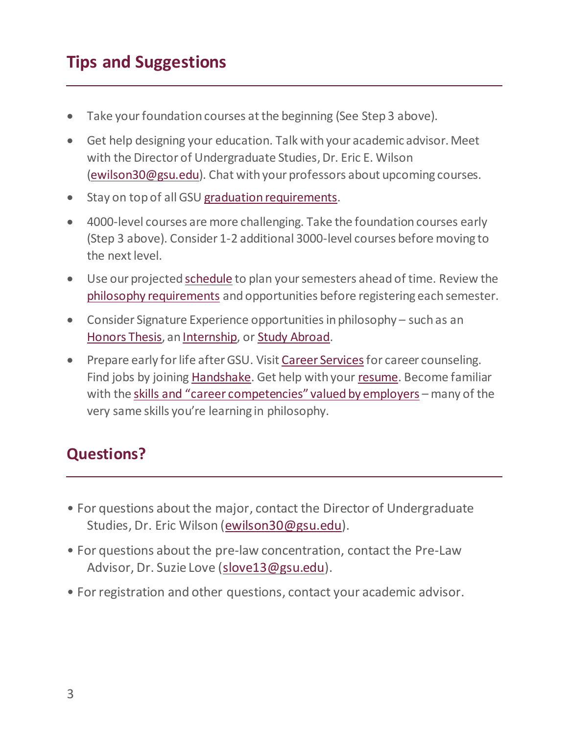## Tips and Suggestions

- Take your foundation courses at the beginning (See Step 3 above).
- Get help designing your education. Talk with your academic advisor. Meet with the Director of Undergraduate Studies, Dr. Eric E. Wilson (ewilson30@gsu.edu). Chat with your professors about upcoming courses.
- Stay on top of all GSU graduation requirements.
- 4000-level courses are more challenging. Take the foundation courses early (Step 3 above). Consider 1-2 additional 3000-level courses before moving to the next level.
- Use our projected schedule to plan your semesters ahead of time. Review the philosophy requirements and opportunities before registering each semester.
- Consider Signature Experience opportunities in philosophy – such as an Honors Thesis, an Internship, or Study Abroad.
- Prepare early for life after GSU. Visit Career Services for career counseling. Find jobs by joining Handshake. Get help with your resume. Become familiar with the skills and "career competencies" valued by employers – many of the very same skills you're learning in philosophy.

## Questions?

- For questions about the major, contact the Director of Undergraduate Studies, Dr. Eric Wilson (ewilson30@gsu.edu).
- For questions about the pre-law concentration, contact the Pre-Law Advisor, Dr. Suzie Love (slove13@gsu.edu).
- For registration and other questions, contact your academic advisor.